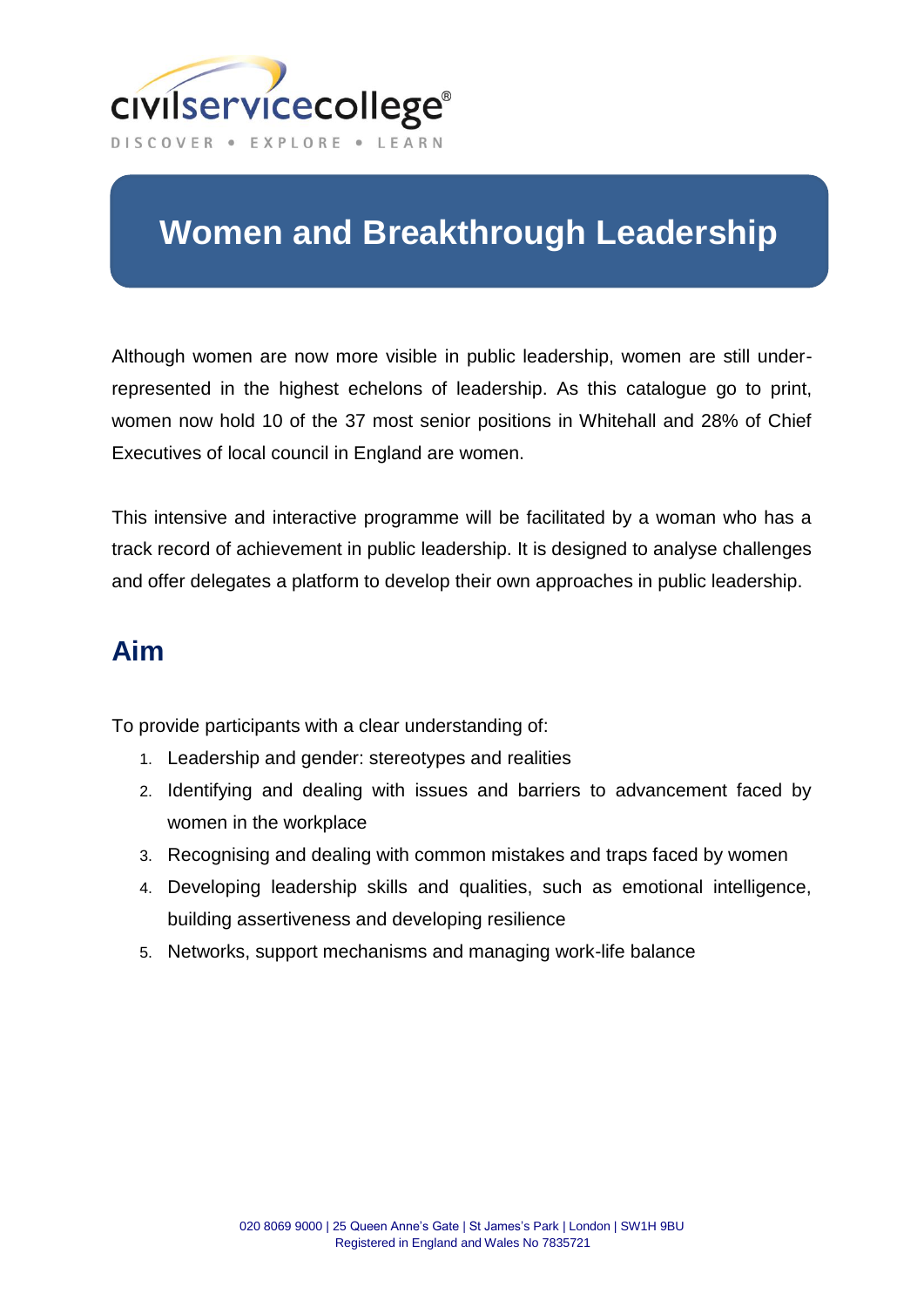civilservicecollege®

DISCOVER • EXPLORE • LEARN

# Women and Breakthrough Leadership

Although women are now more visible in public leadership, women are still under-represented in the highest echelons of leadership. As this catalogue go to print, women now hold 10 of the 37 most senior positions in Whitehall and 28% of Chief Executives of local council in England are women.

This intensive and interactive programme will be facilitated by a woman who has a track record of achievement in public leadership. It is designed to analyse challenges and offer delegates a platform to develop their own approaches in public leadership.

## Aim

To provide participants with a clear understanding of:

1. Leadership and gender: stereotypes and realities
2. Identifying and dealing with issues and barriers to advancement faced by women in the workplace
3. Recognising and dealing with common mistakes and traps faced by women
4. Developing leadership skills and qualities, such as emotional intelligence, building assertiveness and developing resilience
5. Networks, support mechanisms and managing work-life balance

020 8069 9000 | 25 Queen Anne's Gate | St James's Park | London | SW1H 9BU
Registered in England and Wales No 7835721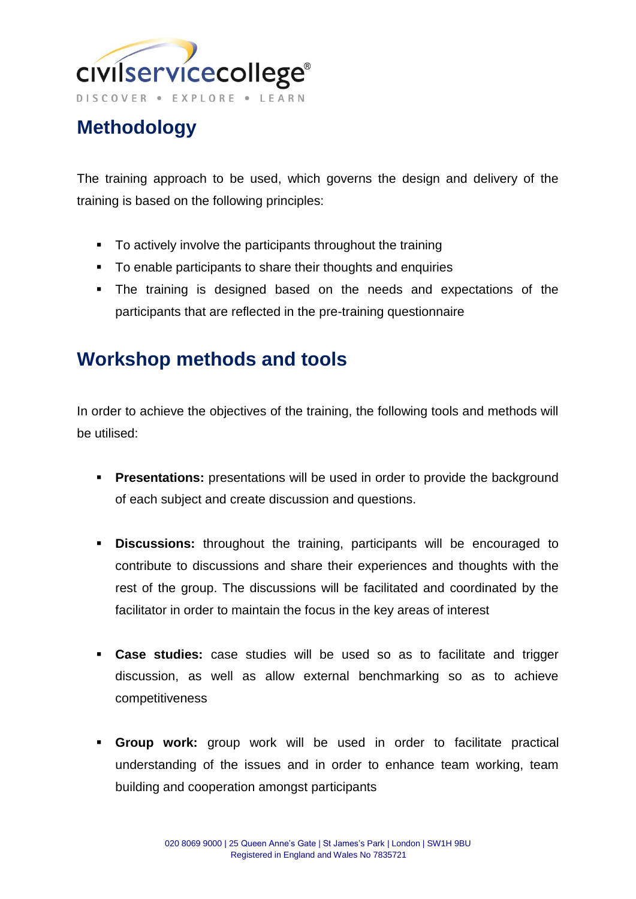## Methodology

The training approach to be used, which governs the design and delivery of the training is based on the following principles:

- To actively involve the participants throughout the training
- To enable participants to share their thoughts and enquiries
- The training is designed based on the needs and expectations of the participants that are reflected in the pre-training questionnaire

## Workshop methods and tools

In order to achieve the objectives of the training, the following tools and methods will be utilised:

- **Presentations:** presentations will be used in order to provide the background of each subject and create discussion and questions.

- **Discussions:** throughout the training, participants will be encouraged to contribute to discussions and share their experiences and thoughts with the rest of the group. The discussions will be facilitated and coordinated by the facilitator in order to maintain the focus in the key areas of interest

- **Case studies:** case studies will be used so as to facilitate and trigger discussion, as well as allow external benchmarking so as to achieve competitiveness

- **Group work:** group work will be used in order to facilitate practical understanding of the issues and in order to enhance team working, team building and cooperation amongst participants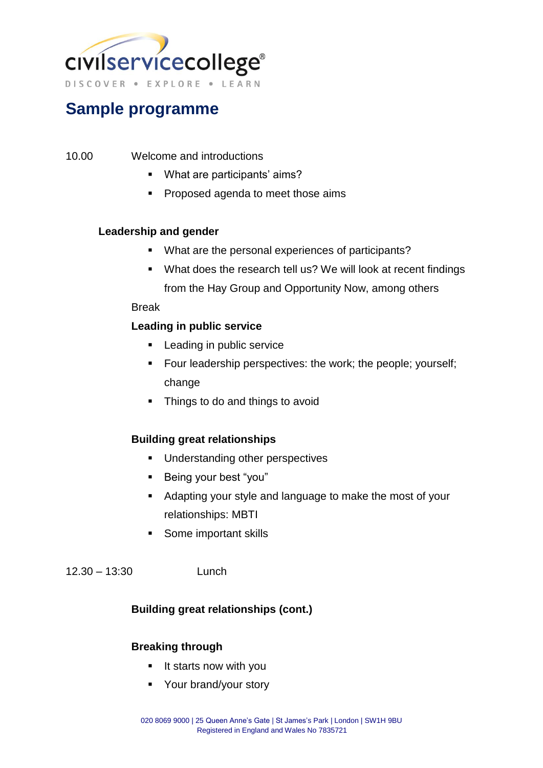civilservicecollege®

DISCOVER • EXPLORE • LEARN

# Sample programme

10.00 Welcome and introductions

- What are participants' aims?
- Proposed agenda to meet those aims

**Leadership and gender**

- What are the personal experiences of participants?
- What does the research tell us? We will look at recent findings from the Hay Group and Opportunity Now, among others

Break

**Leading in public service**

- Leading in public service
- Four leadership perspectives: the work; the people; yourself; change
- Things to do and things to avoid

**Building great relationships**

- Understanding other perspectives
- Being your best "you"
- Adapting your style and language to make the most of your relationships: MBTI
- Some important skills

12.30 – 13:30 Lunch

**Building great relationships (cont.)**

**Breaking through**

- It starts now with you
- Your brand/your story

020 8069 9000 | 25 Queen Anne's Gate | St James's Park | London | SW1H 9BU
Registered in England and Wales No 7835721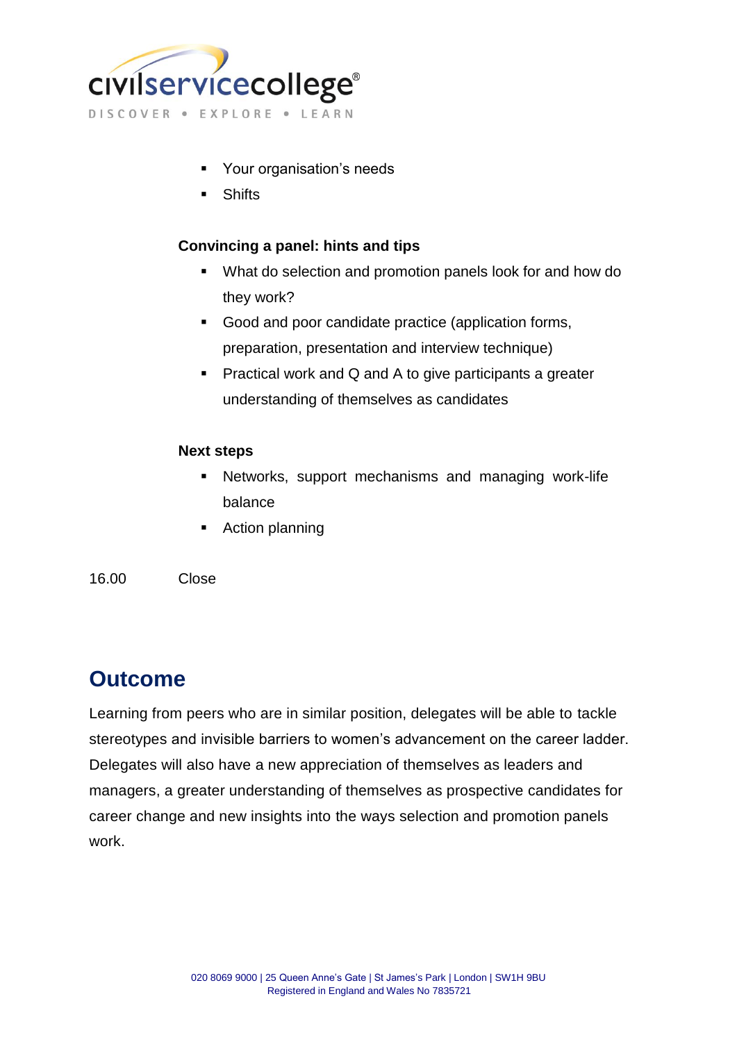- Your organisation's needs
- Shifts

**Convincing a panel: hints and tips**

- What do selection and promotion panels look for and how do they work?
- Good and poor candidate practice (application forms, preparation, presentation and interview technique)
- Practical work and Q and A to give participants a greater understanding of themselves as candidates

**Next steps**

- Networks, support mechanisms and managing work-life balance
- Action planning

16.00 Close

## Outcome

Learning from peers who are in similar position, delegates will be able to tackle stereotypes and invisible barriers to women's advancement on the career ladder. Delegates will also have a new appreciation of themselves as leaders and managers, a greater understanding of themselves as prospective candidates for career change and new insights into the ways selection and promotion panels work.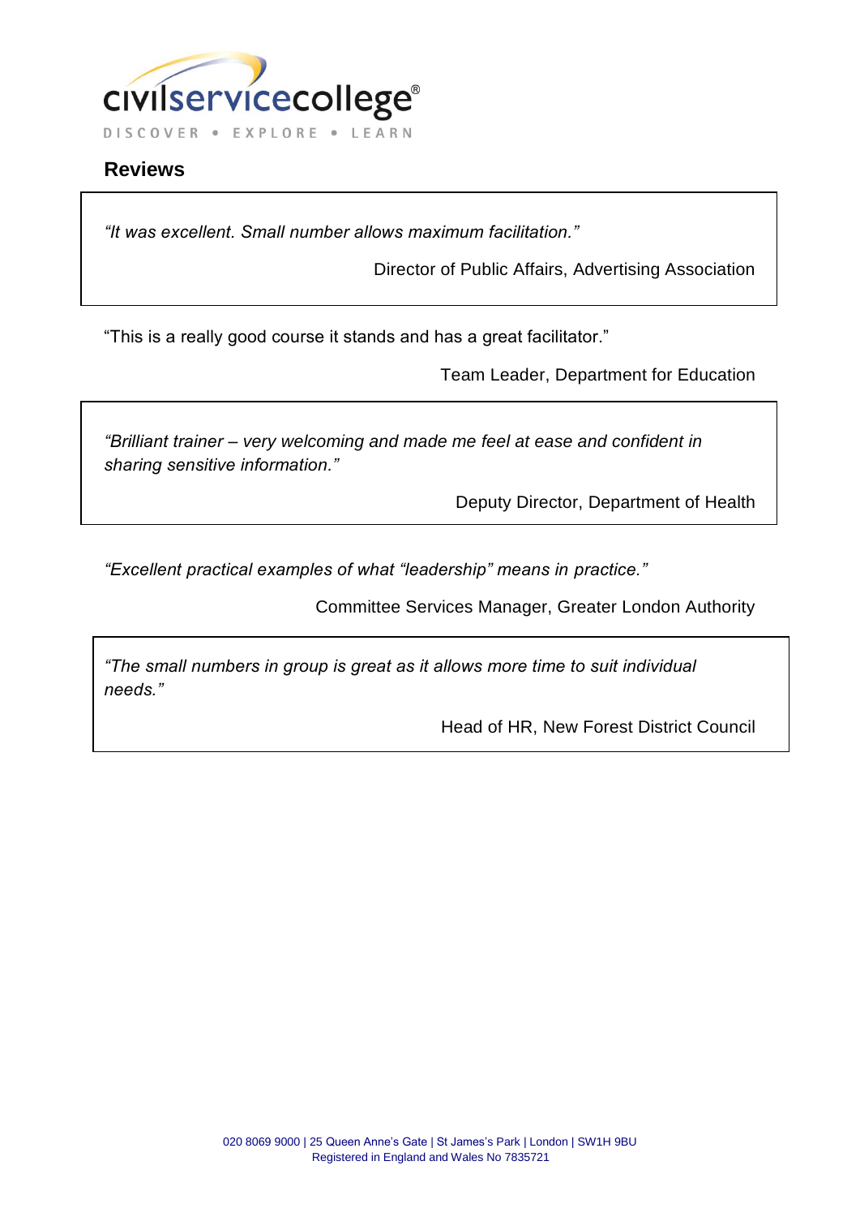## Reviews

*"It was excellent. Small number allows maximum facilitation."*

Director of Public Affairs, Advertising Association

"This is a really good course it stands and has a great facilitator."

Team Leader, Department for Education

*"Brilliant trainer – very welcoming and made me feel at ease and confident in sharing sensitive information."*

Deputy Director, Department of Health

*"Excellent practical examples of what "leadership" means in practice."*

Committee Services Manager, Greater London Authority

*"The small numbers in group is great as it allows more time to suit individual needs."*

Head of HR, New Forest District Council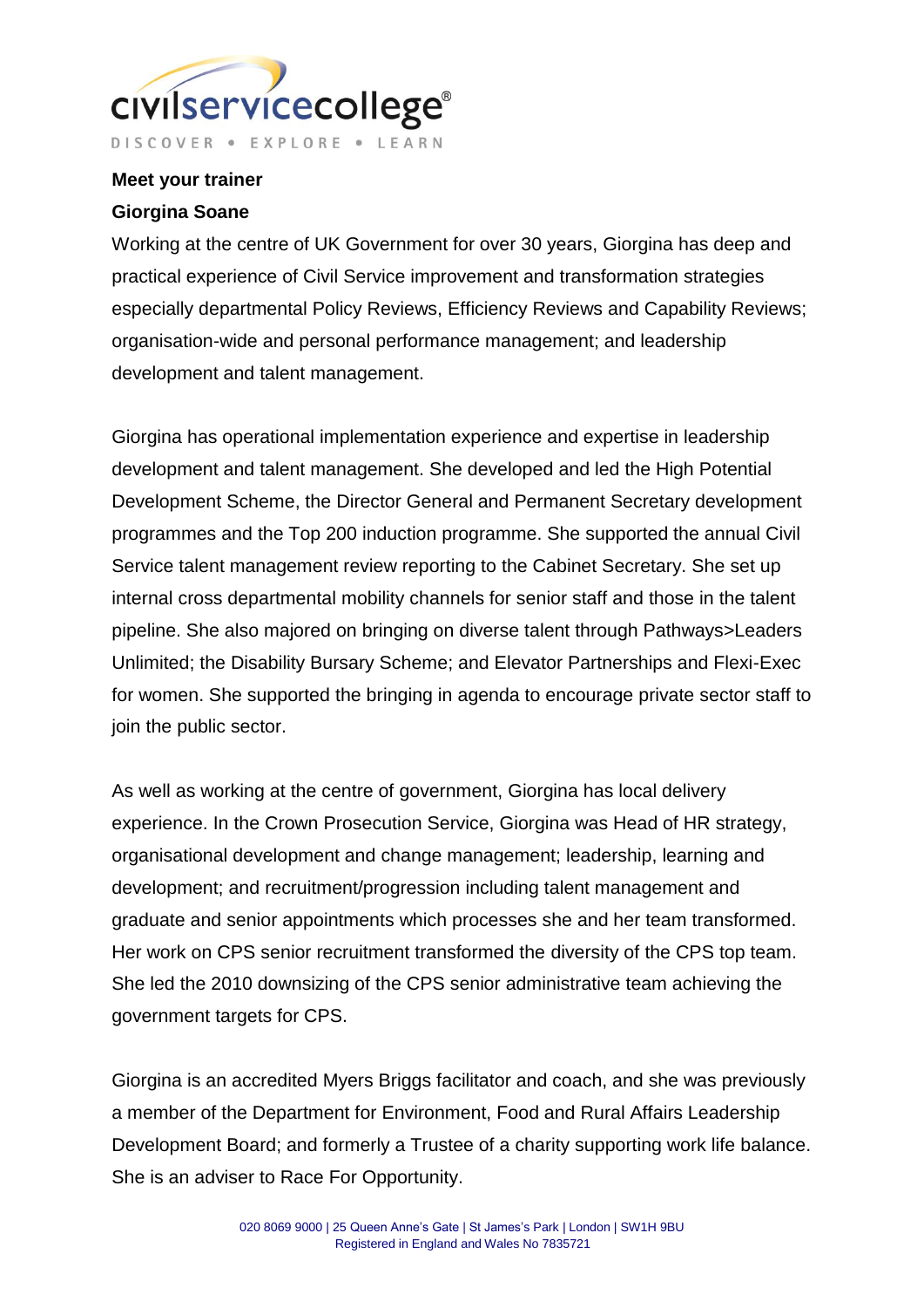**Meet your trainer**

**Giorgina Soane**

Working at the centre of UK Government for over 30 years, Giorgina has deep and practical experience of Civil Service improvement and transformation strategies especially departmental Policy Reviews, Efficiency Reviews and Capability Reviews; organisation-wide and personal performance management; and leadership development and talent management.

Giorgina has operational implementation experience and expertise in leadership development and talent management. She developed and led the High Potential Development Scheme, the Director General and Permanent Secretary development programmes and the Top 200 induction programme. She supported the annual Civil Service talent management review reporting to the Cabinet Secretary. She set up internal cross departmental mobility channels for senior staff and those in the talent pipeline. She also majored on bringing on diverse talent through Pathways>Leaders Unlimited; the Disability Bursary Scheme; and Elevator Partnerships and Flexi-Exec for women. She supported the bringing in agenda to encourage private sector staff to join the public sector.

As well as working at the centre of government, Giorgina has local delivery experience. In the Crown Prosecution Service, Giorgina was Head of HR strategy, organisational development and change management; leadership, learning and development; and recruitment/progression including talent management and graduate and senior appointments which processes she and her team transformed. Her work on CPS senior recruitment transformed the diversity of the CPS top team. She led the 2010 downsizing of the CPS senior administrative team achieving the government targets for CPS.

Giorgina is an accredited Myers Briggs facilitator and coach, and she was previously a member of the Department for Environment, Food and Rural Affairs Leadership Development Board; and formerly a Trustee of a charity supporting work life balance. She is an adviser to Race For Opportunity.